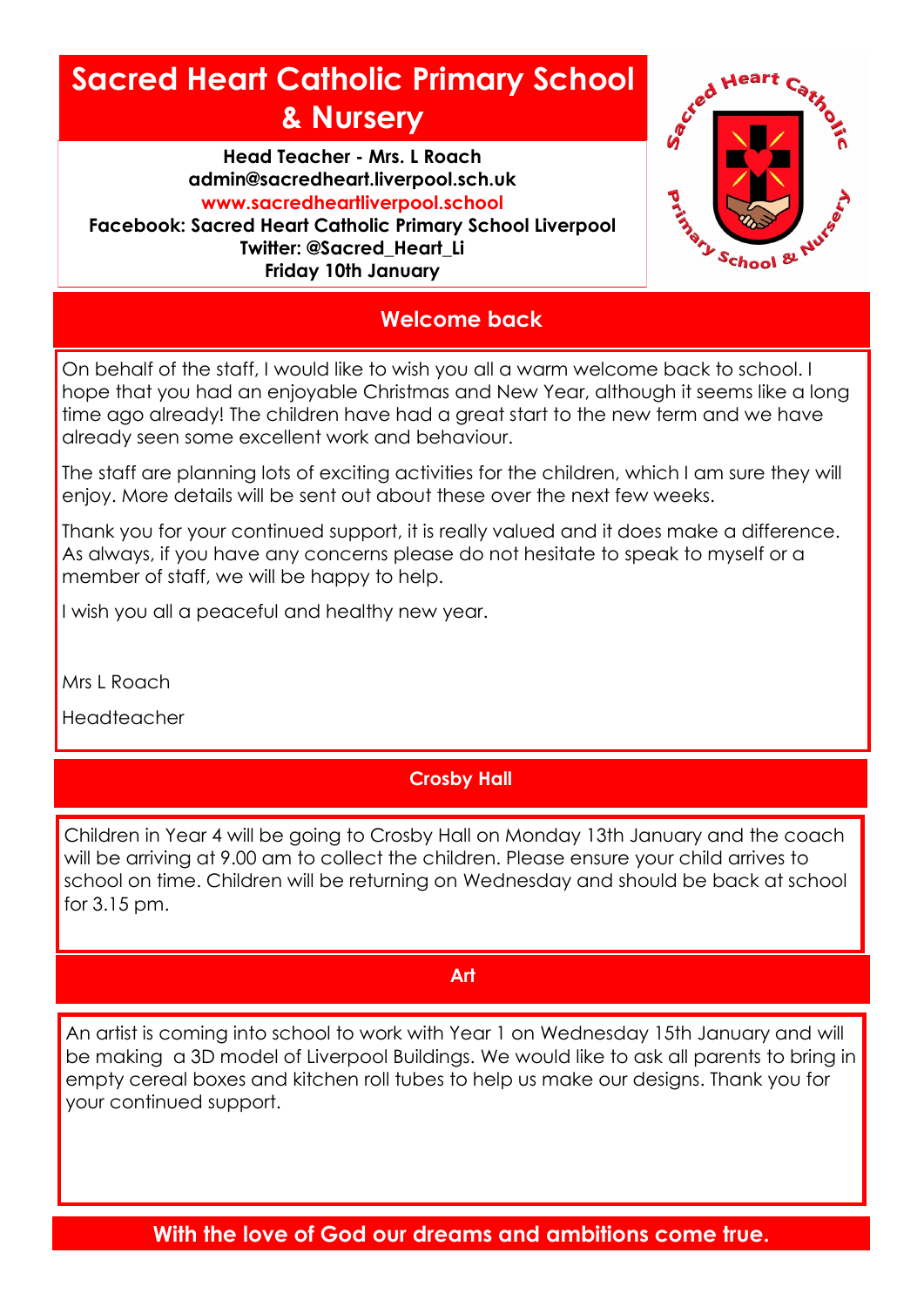# Sacred Heart Catholic Primary School & Nursery

**Head Teacher - Mrs. L Roach**
**admin@sacredheart.liverpool.sch.uk**
**www.sacredheartliverpool.school**
**Facebook: Sacred Heart Catholic Primary School Liverpool**
**Twitter: @Sacred_Heart_Li**
**Friday 10th January**

## Welcome back

On behalf of the staff, I would like to wish you all a warm welcome back to school. I hope that you had an enjoyable Christmas and New Year, although it seems like a long time ago already! The children have had a great start to the new term and we have already seen some excellent work and behaviour.

The staff are planning lots of exciting activities for the children, which I am sure they will enjoy. More details will be sent out about these over the next few weeks.

Thank you for your continued support, it is really valued and it does make a difference. As always, if you have any concerns please do not hesitate to speak to myself or a member of staff, we will be happy to help.

I wish you all a peaceful and healthy new year.

Mrs L Roach

Headteacher

## Crosby Hall

Children in Year 4 will be going to Crosby Hall on Monday 13th January and the coach will be arriving at 9.00 am to collect the children. Please ensure your child arrives to school on time. Children will be returning on Wednesday and should be back at school for 3.15 pm.

## Art

An artist is coming into school to work with Year 1 on Wednesday 15th January and will be making a 3D model of Liverpool Buildings. We would like to ask all parents to bring in empty cereal boxes and kitchen roll tubes to help us make our designs. Thank you for your continued support.

**With the love of God our dreams and ambitions come true.**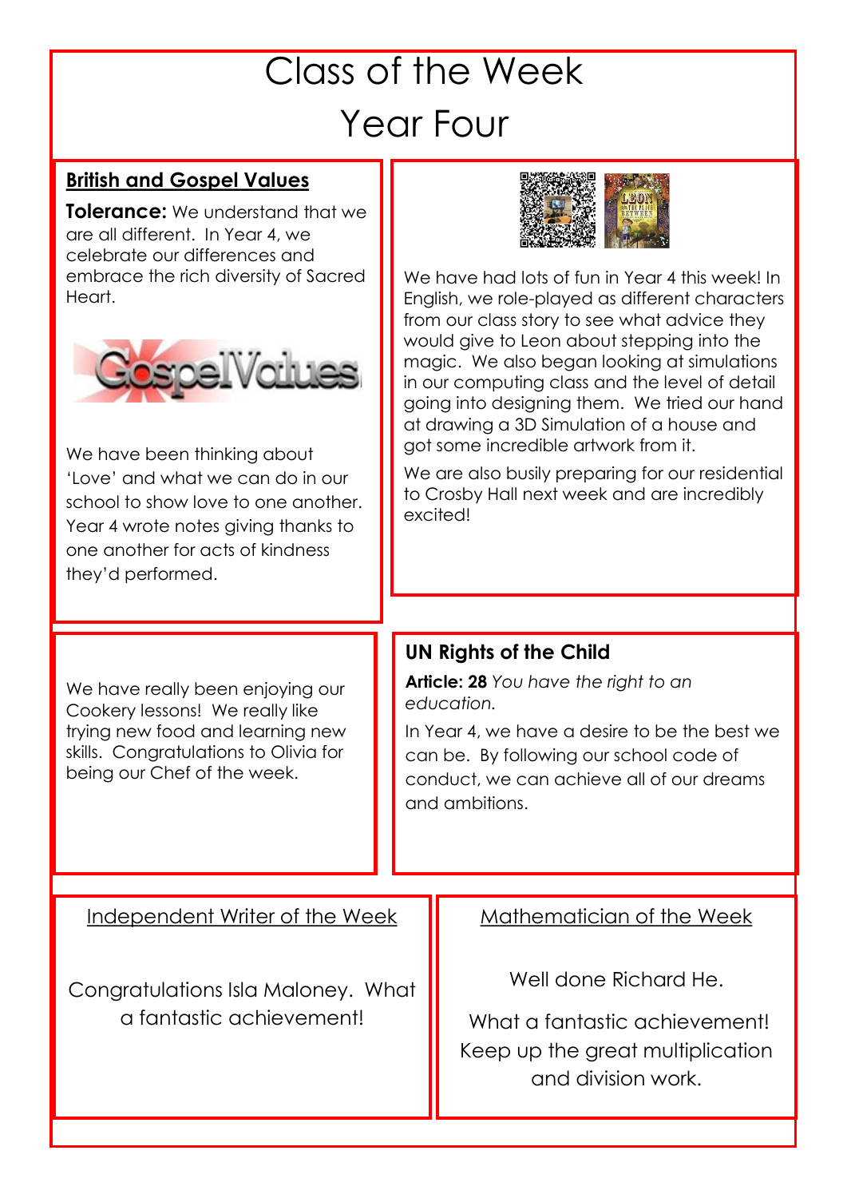# Class of the Week

# Year Four

**British and Gospel Values**

**Tolerance:** We understand that we are all different. In Year 4, we celebrate our differences and embrace the rich diversity of Sacred Heart.

We have been thinking about 'Love' and what we can do in our school to show love to one another. Year 4 wrote notes giving thanks to one another for acts of kindness they'd performed.

We have had lots of fun in Year 4 this week! In English, we role-played as different characters from our class story to see what advice they would give to Leon about stepping into the magic. We also began looking at simulations in our computing class and the level of detail going into designing them. We tried our hand at drawing a 3D Simulation of a house and got some incredible artwork from it.

We are also busily preparing for our residential to Crosby Hall next week and are incredibly excited!

We have really been enjoying our Cookery lessons! We really like trying new food and learning new skills. Congratulations to Olivia for being our Chef of the week.

**UN Rights of the Child**

**Article: 28** *You have the right to an education.*

In Year 4, we have a desire to be the best we can be. By following our school code of conduct, we can achieve all of our dreams and ambitions.

Independent Writer of the Week

Congratulations Isla Maloney. What a fantastic achievement!

Mathematician of the Week

Well done Richard He.

What a fantastic achievement! Keep up the great multiplication and division work.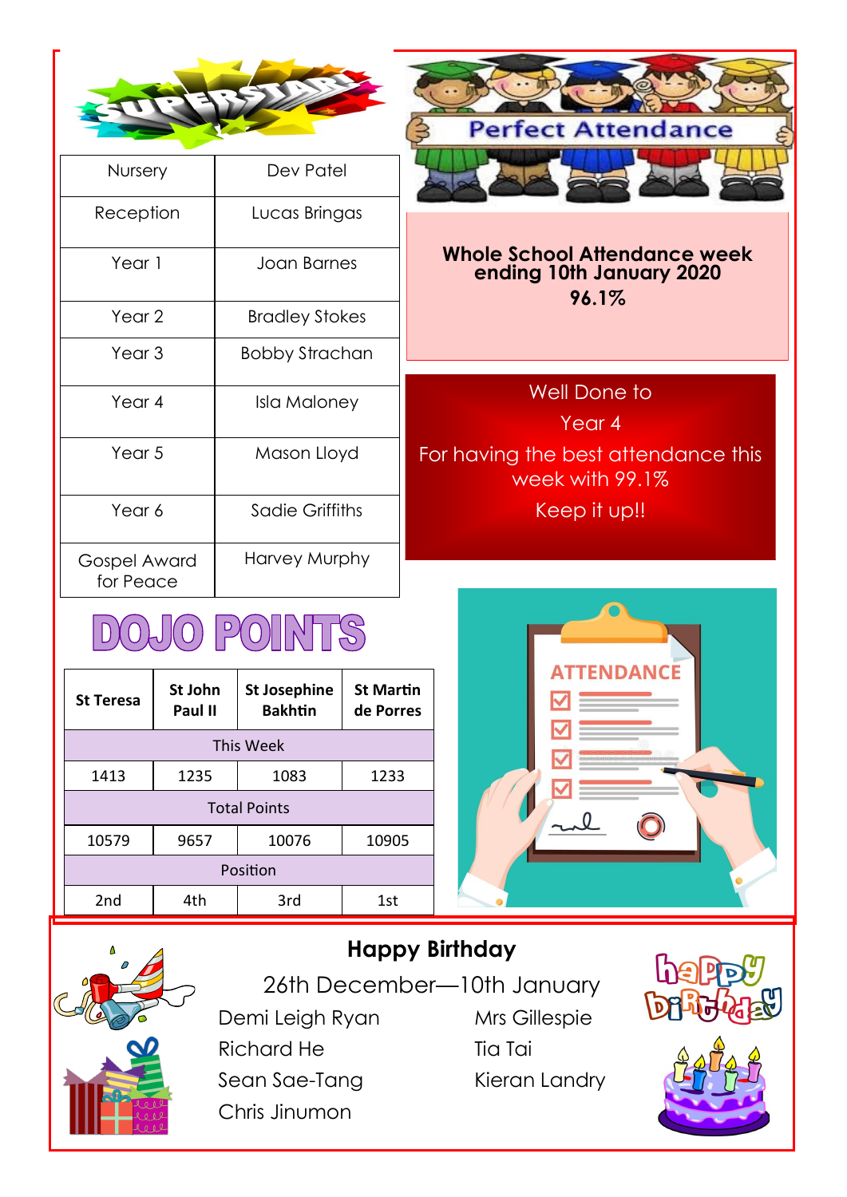## Superstars

| Nursery | Dev Patel |
|---|---|
| Reception | Lucas Bringas |
| Year 1 | Joan Barnes |
| Year 2 | Bradley Stokes |
| Year 3 | Bobby Strachan |
| Year 4 | Isla Maloney |
| Year 5 | Mason Lloyd |
| Year 6 | Sadie Griffiths |
| Gospel Award for Peace | Harvey Murphy |

## Perfect Attendance

**Whole School Attendance week ending 10th January 2020**

**96.1%**

Well Done to

Year 4

For having the best attendance this week with 99.1%

Keep it up!!

## DOJO POINTS

| St Teresa | St John Paul II | St Josephine Bakhtin | St Martin de Porres |
|---|---|---|---|
| This Week | | | |
| 1413 | 1235 | 1083 | 1233 |
| Total Points | | | |
| 10579 | 9657 | 10076 | 10905 |
| Position | | | |
| 2nd | 4th | 3rd | 1st |

## Happy Birthday

26th December—10th January

Demi Leigh Ryan
Richard He
Sean Sae-Tang
Chris Jinumon
Mrs Gillespie
Tia Tai
Kieran Landry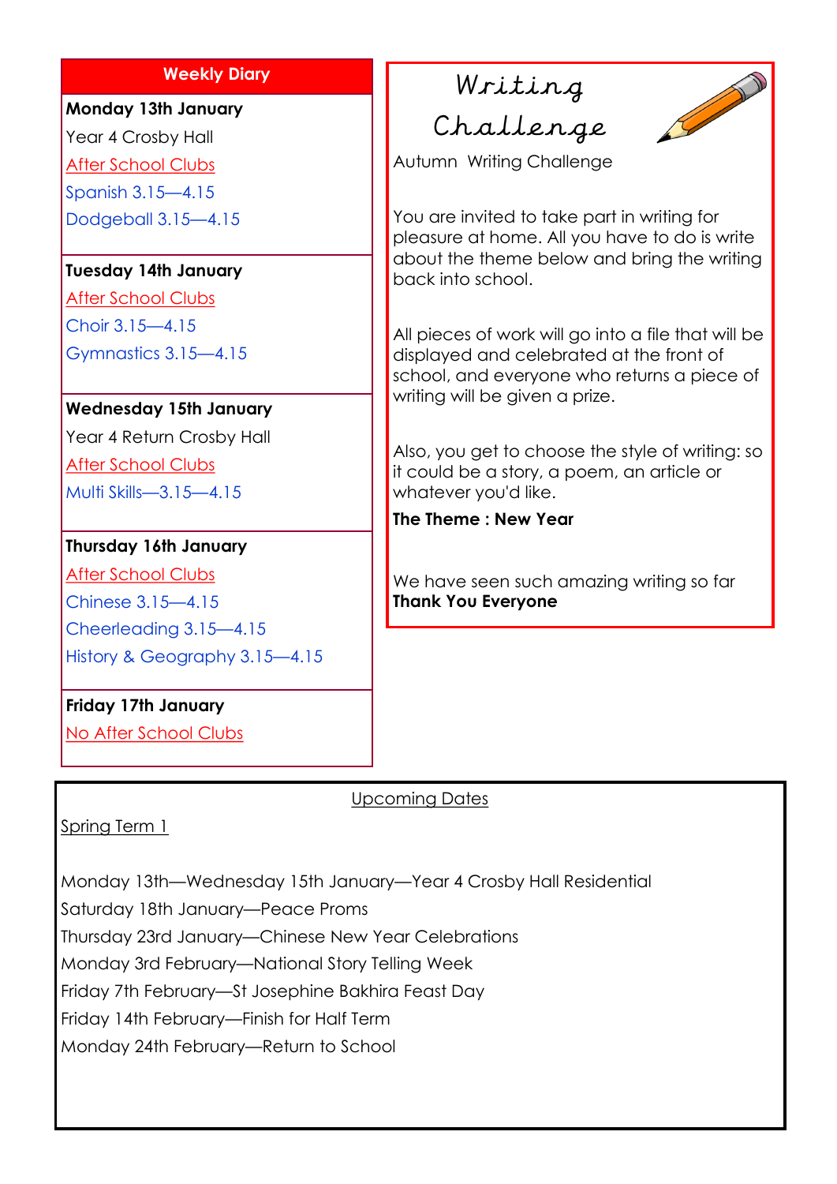## Weekly Diary

**Monday 13th January**

Year 4 Crosby Hall

After School Clubs

Spanish 3.15—4.15

Dodgeball 3.15—4.15

**Tuesday 14th January**

After School Clubs

Choir 3.15—4.15

Gymnastics 3.15—4.15

**Wednesday 15th January**

Year 4 Return Crosby Hall

After School Clubs

Multi Skills—3.15—4.15

**Thursday 16th January**

After School Clubs

Chinese 3.15—4.15

Cheerleading 3.15—4.15

History & Geography 3.15—4.15

**Friday 17th January**

No After School Clubs

## Writing Challenge

Autumn Writing Challenge

You are invited to take part in writing for pleasure at home. All you have to do is write about the theme below and bring the writing back into school.

All pieces of work will go into a file that will be displayed and celebrated at the front of school, and everyone who returns a piece of writing will be given a prize.

Also, you get to choose the style of writing: so it could be a story, a poem, an article or whatever you'd like.

**The Theme : New Year**

We have seen such amazing writing so far

**Thank You Everyone**

## Upcoming Dates

Spring Term 1

Monday 13th—Wednesday 15th January—Year 4 Crosby Hall Residential

Saturday 18th January—Peace Proms

Thursday 23rd January—Chinese New Year Celebrations

Monday 3rd February—National Story Telling Week

Friday 7th February—St Josephine Bakhira Feast Day

Friday 14th February—Finish for Half Term

Monday 24th February—Return to School